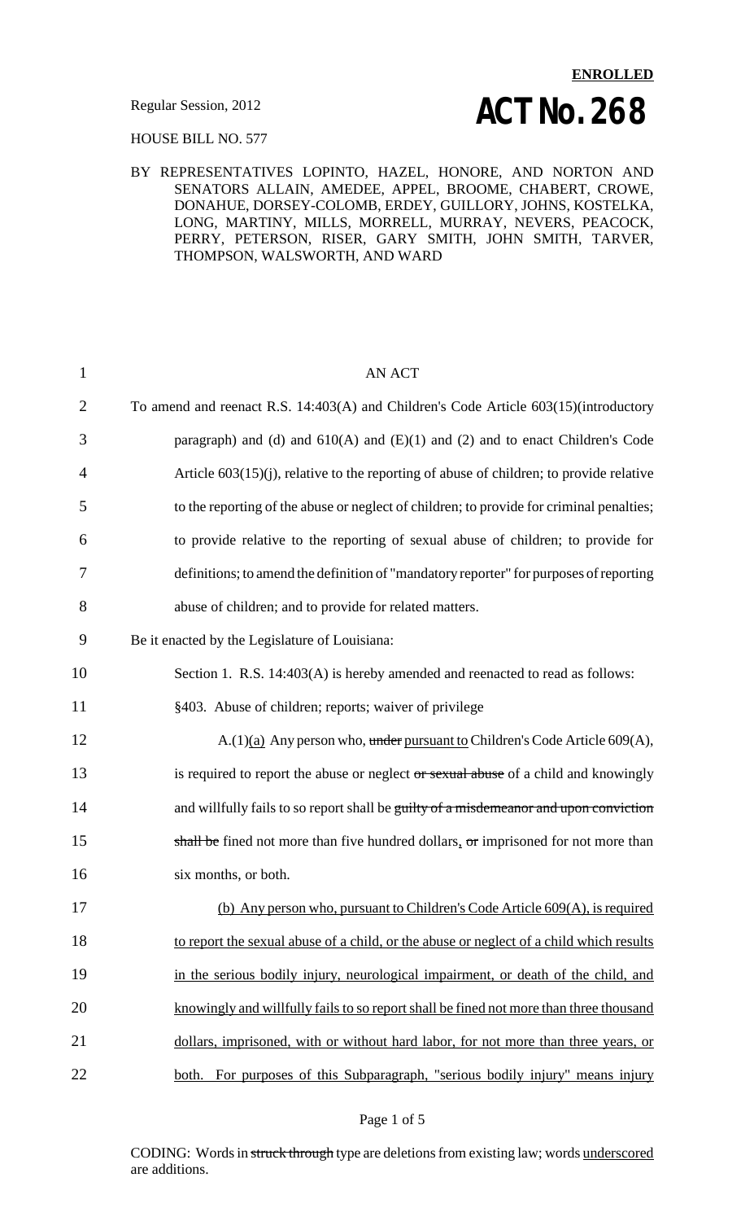**ENROLLED**

Regular Session, 2012

# ACT No. 268

HOUSE BILL NO. 577

BY REPRESENTATIVES LOPINTO, HAZEL, HONORE, AND NORTON AND SENATORS ALLAIN, AMEDEE, APPEL, BROOME, CHABERT, CROWE, DONAHUE, DORSEY-COLOMB, ERDEY, GUILLORY, JOHNS, KOSTELKA, LONG, MARTINY, MILLS, MORRELL, MURRAY, NEVERS, PEACOCK, PERRY, PETERSON, RISER, GARY SMITH, JOHN SMITH, TARVER, THOMPSON, WALSWORTH, AND WARD

AN ACT

To amend and reenact R.S. 14:403(A) and Children's Code Article 603(15)(introductory paragraph) and (d) and 610(A) and (E)(1) and (2) and to enact Children's Code Article 603(15)(j), relative to the reporting of abuse of children; to provide relative to the reporting of the abuse or neglect of children; to provide for criminal penalties; to provide relative to the reporting of sexual abuse of children; to provide for definitions; to amend the definition of "mandatory reporter" for purposes of reporting abuse of children; and to provide for related matters.

Be it enacted by the Legislature of Louisiana:

Section 1. R.S. 14:403(A) is hereby amended and reenacted to read as follows:

§403. Abuse of children; reports; waiver of privilege

A.(1)<u>(a)</u> Any person who, ~~under~~ <u>pursuant to</u> Children's Code Article 609(A), is required to report the abuse or neglect ~~or sexual abuse~~ of a child and knowingly and willfully fails to so report shall be ~~guilty of a misdemeanor and upon conviction shall be~~ fined not more than five hundred dollars, ~~or~~ imprisoned for not more than six months, or both.

<u>(b) Any person who, pursuant to Children's Code Article 609(A), is required to report the sexual abuse of a child, or the abuse or neglect of a child which results in the serious bodily injury, neurological impairment, or death of the child, and knowingly and willfully fails to so report shall be fined not more than three thousand dollars, imprisoned, with or without hard labor, for not more than three years, or both. For purposes of this Subparagraph, "serious bodily injury" means injury</u>

CODING: Words in ~~struck through~~ type are deletions from existing law; words <u>underscored</u> are additions.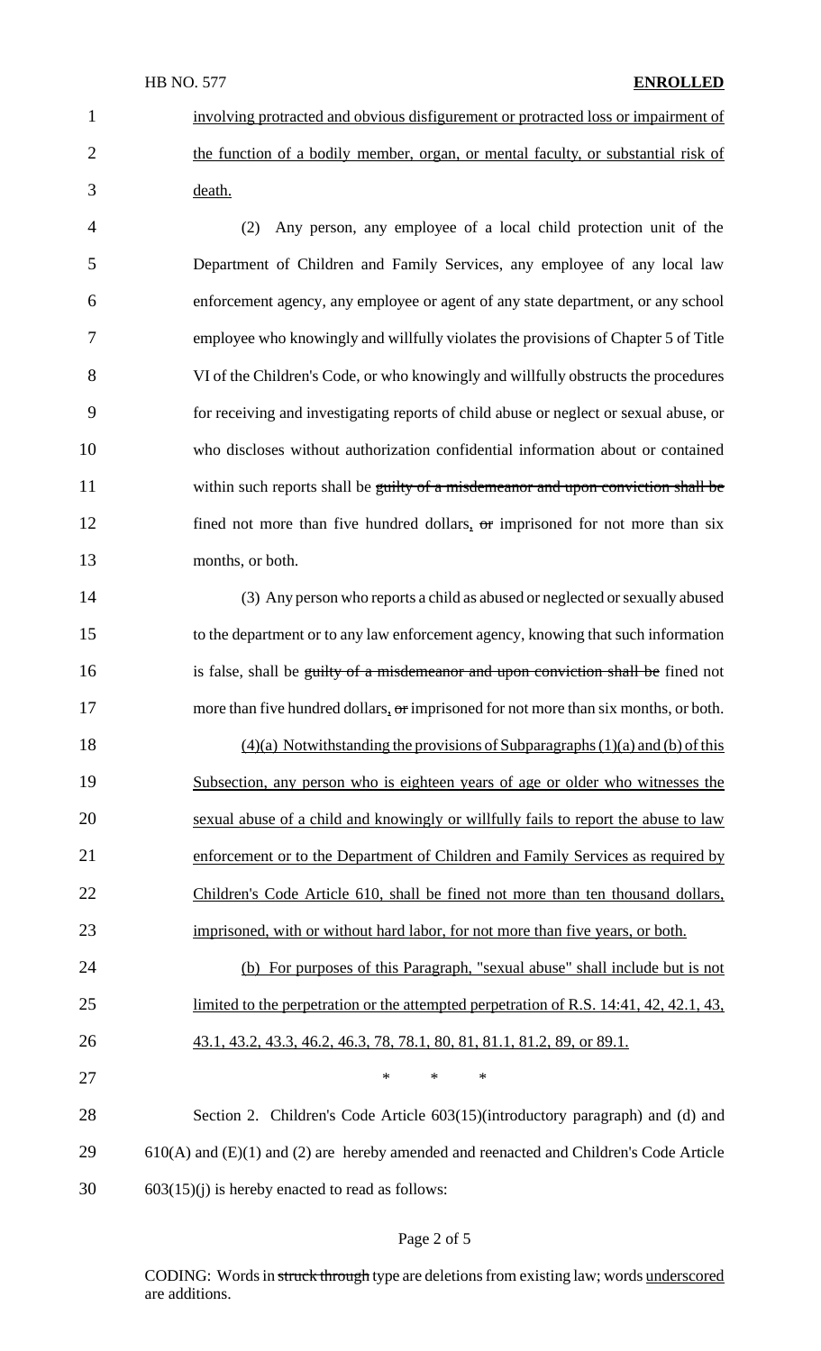involving protracted and obvious disfigurement or protracted loss or impairment of the function of a bodily member, organ, or mental faculty, or substantial risk of death.

(2) Any person, any employee of a local child protection unit of the Department of Children and Family Services, any employee of any local law enforcement agency, any employee or agent of any state department, or any school employee who knowingly and willfully violates the provisions of Chapter 5 of Title VI of the Children's Code, or who knowingly and willfully obstructs the procedures for receiving and investigating reports of child abuse or neglect or sexual abuse, or who discloses without authorization confidential information about or contained within such reports shall be ~~guilty of a misdemeanor and upon conviction shall be~~ fined not more than five hundred dollars, ~~or~~ imprisoned for not more than six months, or both.

(3) Any person who reports a child as abused or neglected or sexually abused to the department or to any law enforcement agency, knowing that such information is false, shall be ~~guilty of a misdemeanor and upon conviction shall be~~ fined not more than five hundred dollars, ~~or~~ imprisoned for not more than six months, or both.

<u>(4)(a) Notwithstanding the provisions of Subparagraphs (1)(a) and (b) of this Subsection, any person who is eighteen years of age or older who witnesses the sexual abuse of a child and knowingly or willfully fails to report the abuse to law enforcement or to the Department of Children and Family Services as required by Children's Code Article 610, shall be fined not more than ten thousand dollars, imprisoned, with or without hard labor, for not more than five years, or both.</u>

<u>(b) For purposes of this Paragraph, "sexual abuse" shall include but is not limited to the perpetration or the attempted perpetration of R.S. 14:41, 42, 42.1, 43, 43.1, 43.2, 43.3, 46.2, 46.3, 78, 78.1, 80, 81, 81.1, 81.2, 89, or 89.1.</u>

\* \* \*

Section 2. Children's Code Article 603(15)(introductory paragraph) and (d) and 610(A) and (E)(1) and (2) are hereby amended and reenacted and Children's Code Article 603(15)(j) is hereby enacted to read as follows:

CODING: Words in ~~struck through~~ type are deletions from existing law; words <u>underscored</u> are additions.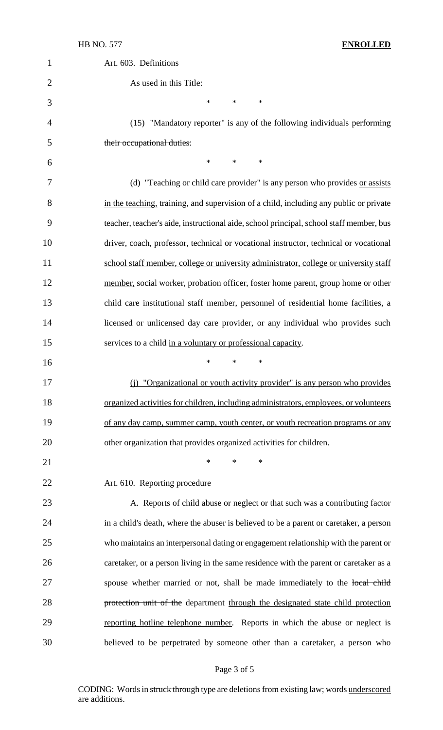Art. 603. Definitions

As used in this Title:

\* \* \*

(15) "Mandatory reporter" is any of the following individuals ~~performing their occupational duties~~:

\* \* \*

(d) "Teaching or child care provider" is any person who provides <u>or assists in the teaching,</u> training, and supervision of a child, including any public or private teacher, teacher's aide, instructional aide, school principal, school staff member, <u>bus driver, coach, professor, technical or vocational instructor, technical or vocational school staff member, college or university administrator, college or university staff member,</u> social worker, probation officer, foster home parent, group home or other child care institutional staff member, personnel of residential home facilities, a licensed or unlicensed day care provider, or any individual who provides such services to a child <u>in a voluntary or professional capacity</u>.

\* \* \*

<u>(j) "Organizational or youth activity provider" is any person who provides organized activities for children, including administrators, employees, or volunteers of any day camp, summer camp, youth center, or youth recreation programs or any other organization that provides organized activities for children.</u>

\* \* \*

Art. 610. Reporting procedure

A. Reports of child abuse or neglect or that such was a contributing factor in a child's death, where the abuser is believed to be a parent or caretaker, a person who maintains an interpersonal dating or engagement relationship with the parent or caretaker, or a person living in the same residence with the parent or caretaker as a spouse whether married or not, shall be made immediately to the ~~local child protection unit of the~~ department <u>through the designated state child protection reporting hotline telephone number</u>. Reports in which the abuse or neglect is believed to be perpetrated by someone other than a caretaker, a person who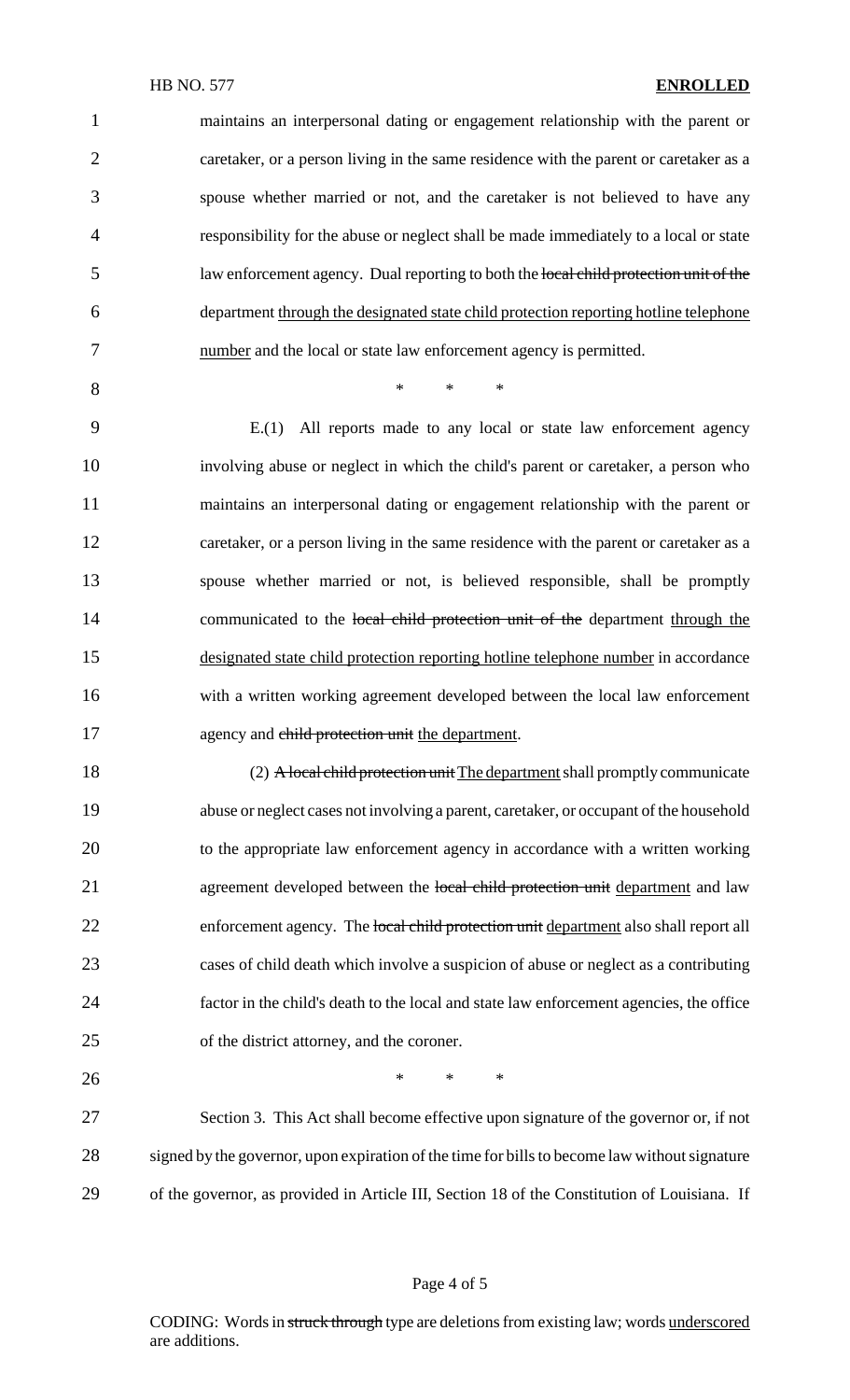maintains an interpersonal dating or engagement relationship with the parent or caretaker, or a person living in the same residence with the parent or caretaker as a spouse whether married or not, and the caretaker is not believed to have any responsibility for the abuse or neglect shall be made immediately to a local or state law enforcement agency. Dual reporting to both the ~~local child protection unit of the~~ department <u>through the designated state child protection reporting hotline telephone number</u> and the local or state law enforcement agency is permitted.

\* \* \*

E.(1) All reports made to any local or state law enforcement agency involving abuse or neglect in which the child's parent or caretaker, a person who maintains an interpersonal dating or engagement relationship with the parent or caretaker, or a person living in the same residence with the parent or caretaker as a spouse whether married or not, is believed responsible, shall be promptly communicated to the ~~local child protection unit of the~~ department <u>through the designated state child protection reporting hotline telephone number</u> in accordance with a written working agreement developed between the local law enforcement agency and ~~child protection unit~~ <u>the department</u>.

(2) ~~A local child protection unit~~ <u>The department</u> shall promptly communicate abuse or neglect cases not involving a parent, caretaker, or occupant of the household to the appropriate law enforcement agency in accordance with a written working agreement developed between the ~~local child protection unit~~ <u>department</u> and law enforcement agency. The ~~local child protection unit~~ <u>department</u> also shall report all cases of child death which involve a suspicion of abuse or neglect as a contributing factor in the child's death to the local and state law enforcement agencies, the office of the district attorney, and the coroner.

\* \* \*

Section 3. This Act shall become effective upon signature of the governor or, if not signed by the governor, upon expiration of the time for bills to become law without signature of the governor, as provided in Article III, Section 18 of the Constitution of Louisiana. If

CODING: Words in ~~struck through~~ type are deletions from existing law; words <u>underscored</u> are additions.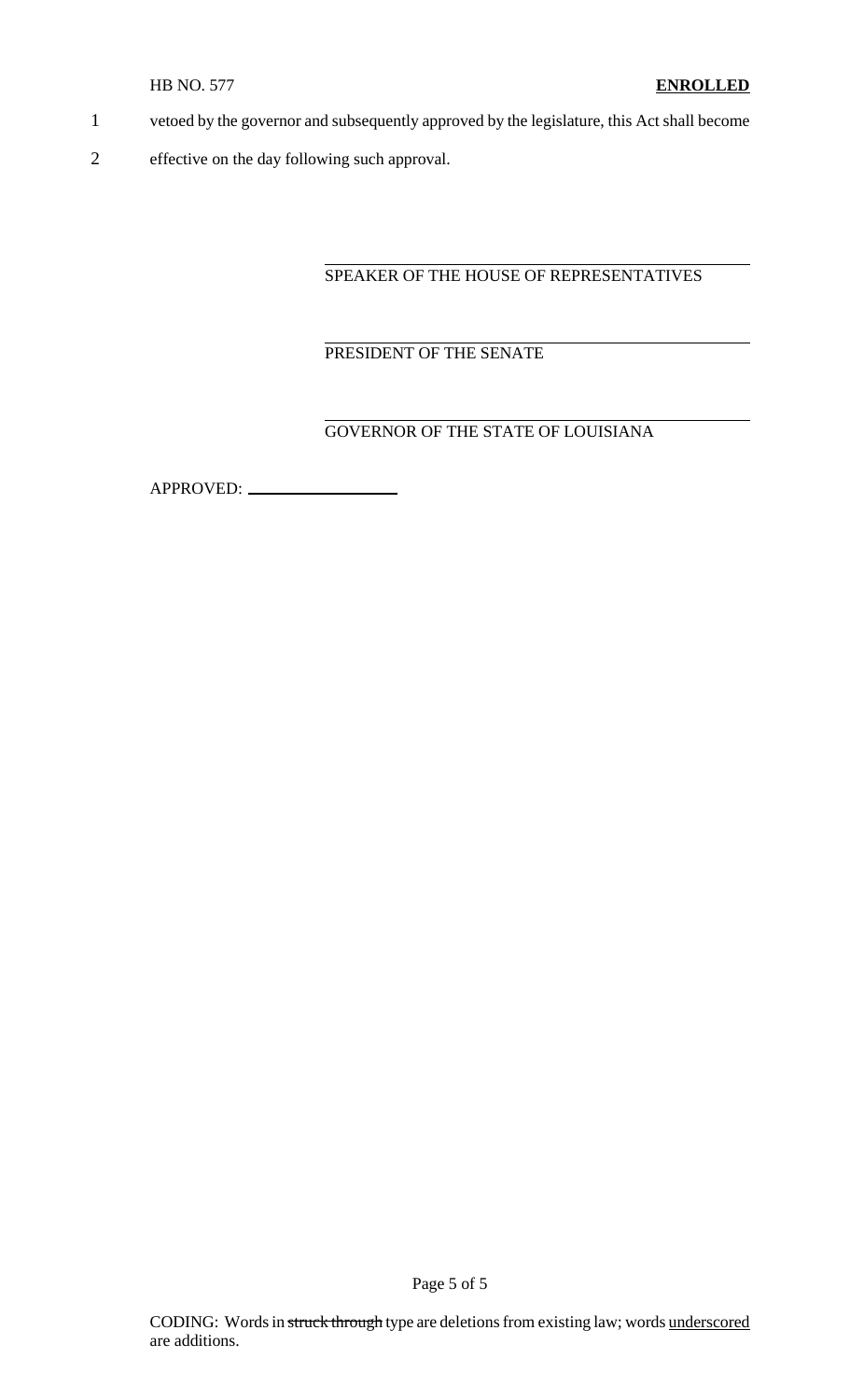vetoed by the governor and subsequently approved by the legislature, this Act shall become effective on the day following such approval.

SPEAKER OF THE HOUSE OF REPRESENTATIVES

PRESIDENT OF THE SENATE

GOVERNOR OF THE STATE OF LOUISIANA

APPROVED: \_\_\_\_\_\_\_\_\_\_\_\_\_\_\_\_\_

CODING: Words in ~~struck through~~ type are deletions from existing law; words underscored are additions.